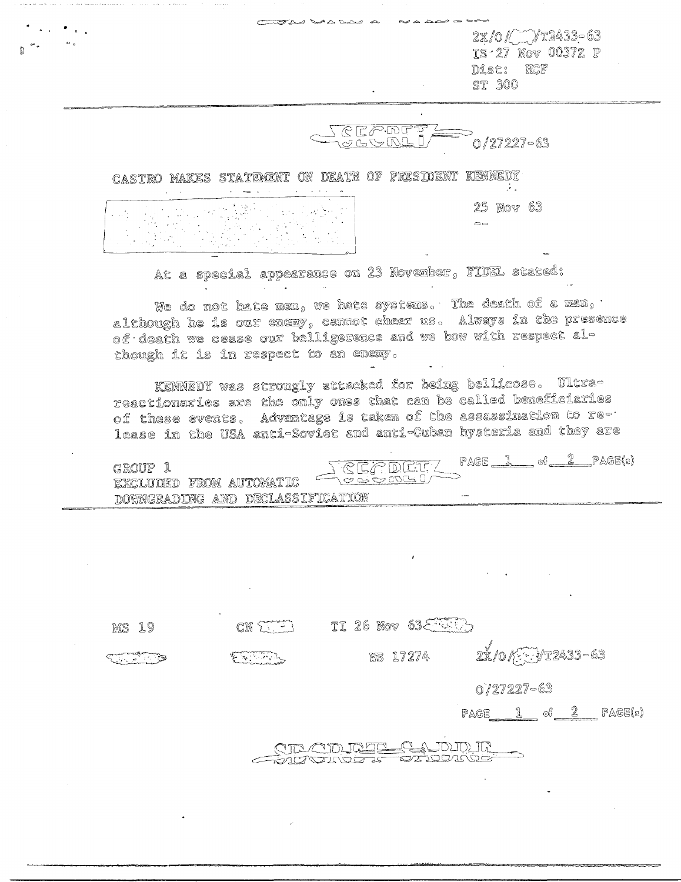2X/O/[ ]/T2433-63
IS 27 Nov 0037Z P
Dist: HCF
ST 300

SECRET 0/27227-63

# CASTRO MAKES STATEMENT ON DEATH OF PRESIDENT KENNEDY

25 Nov 63

At a special appearance on 23 November, FIDEL stated:

We do not hate men, we hate systems. The death of a man, although he is our enemy, cannot cheer us. Always in the presence of death we cease our belligerence and we bow with respect although it is in respect to an enemy.

KENNEDY was strongly attacked for being bellicose. Ultra-reactionaries are the only ones that can be called beneficiaries of these events. Advantage is taken of the assassination to release in the USA anti-Soviet and anti-Cuban hysteria and they are

GROUP 1
EXCLUDED FROM AUTOMATIC DOWNGRADING AND DECLASSIFICATION

SECRET

PAGE 1 of 2 PAGE(s)

MS 19 CN [ ] TI 26 Nov 63 [ ]

WS 17274 2X/O/[ ]/T2433-63

0/27227-63

PAGE 1 of 2 PAGE(s)

SECRET SABRE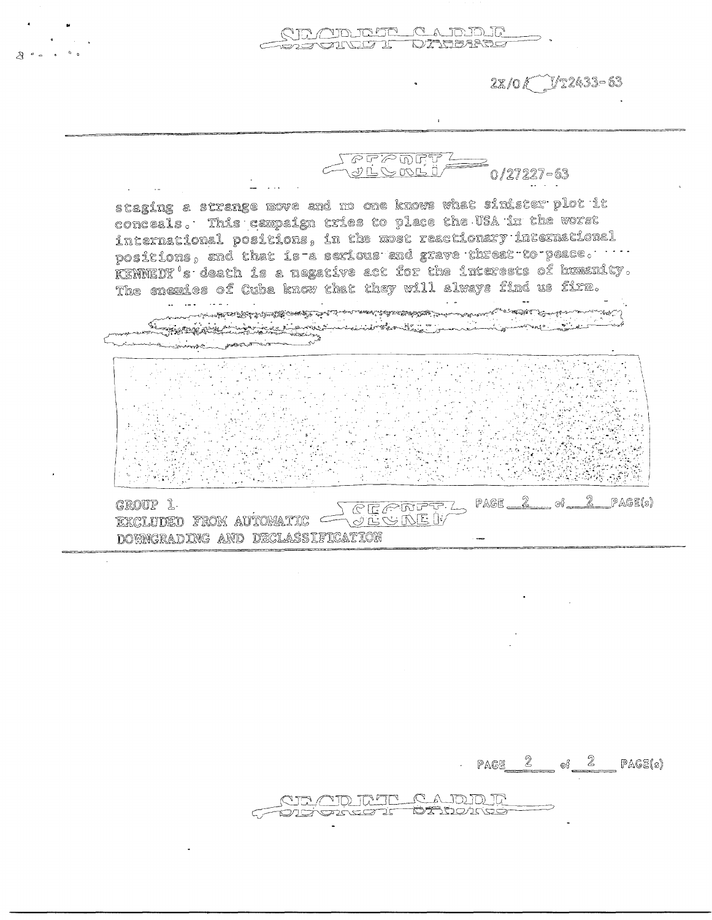SECRET SABRE

2X/0 [ ]/T2433-63

SECRET 0/27227-63

staging a strange move and no one knows what sinister plot it conceals. This campaign tries to place the USA in the worst international positions, in the most reactionary international positions, and that is a serious and grave threat to peace. KENNEDY's death is a negative act for the interests of humanity. The enemies of Cuba know that they will always find us firm.

GROUP 1
EXCLUDED FROM AUTOMATIC DOWNGRADING AND DECLASSIFICATION

SECRET

SECRET SABRE